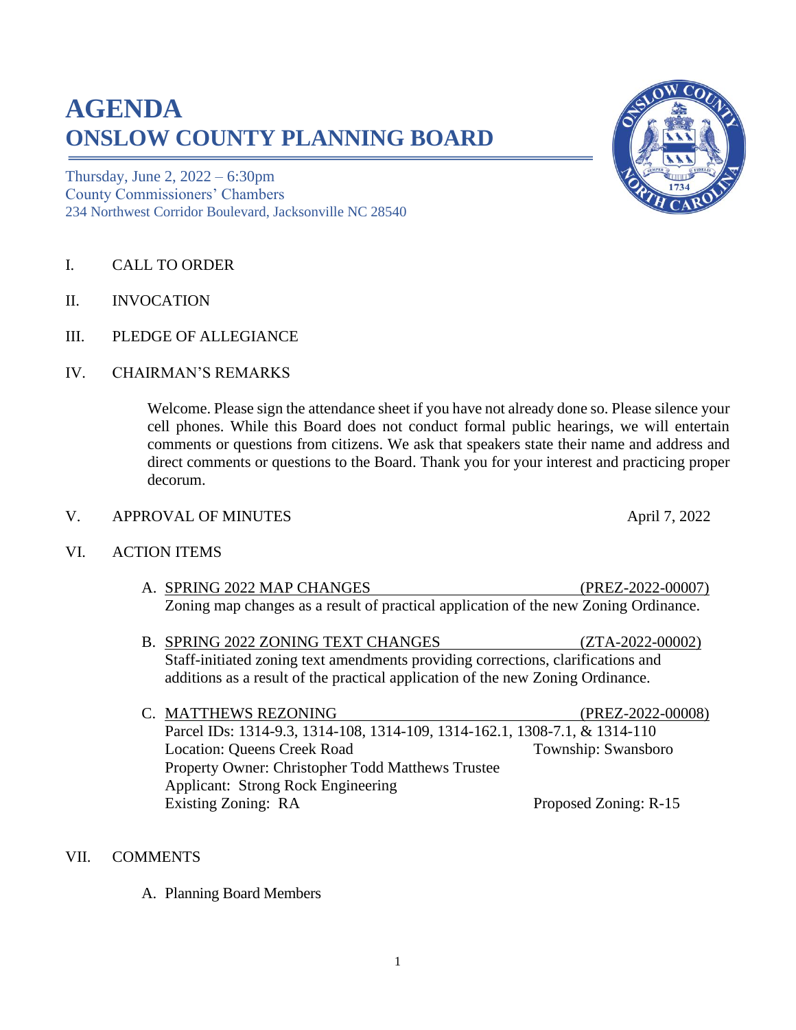# AGENDA
# ONSLOW COUNTY PLANNING BOARD

Thursday, June 2, 2022 – 6:30pm
County Commissioners' Chambers
234 Northwest Corridor Boulevard, Jacksonville NC 28540

I. CALL TO ORDER

II. INVOCATION

III. PLEDGE OF ALLEGIANCE

IV. CHAIRMAN'S REMARKS

Welcome. Please sign the attendance sheet if you have not already done so. Please silence your cell phones. While this Board does not conduct formal public hearings, we will entertain comments or questions from citizens. We ask that speakers state their name and address and direct comments or questions to the Board. Thank you for your interest and practicing proper decorum.

V. APPROVAL OF MINUTES — April 7, 2022

VI. ACTION ITEMS

A. SPRING 2022 MAP CHANGES (PREZ-2022-00007)
Zoning map changes as a result of practical application of the new Zoning Ordinance.

B. SPRING 2022 ZONING TEXT CHANGES (ZTA-2022-00002)
Staff-initiated zoning text amendments providing corrections, clarifications and additions as a result of the practical application of the new Zoning Ordinance.

C. MATTHEWS REZONING (PREZ-2022-00008)
Parcel IDs: 1314-9.3, 1314-108, 1314-109, 1314-162.1, 1308-7.1, & 1314-110
Location: Queens Creek Road — Township: Swansboro
Property Owner: Christopher Todd Matthews Trustee
Applicant: Strong Rock Engineering
Existing Zoning: RA — Proposed Zoning: R-15

VII. COMMENTS

A. Planning Board Members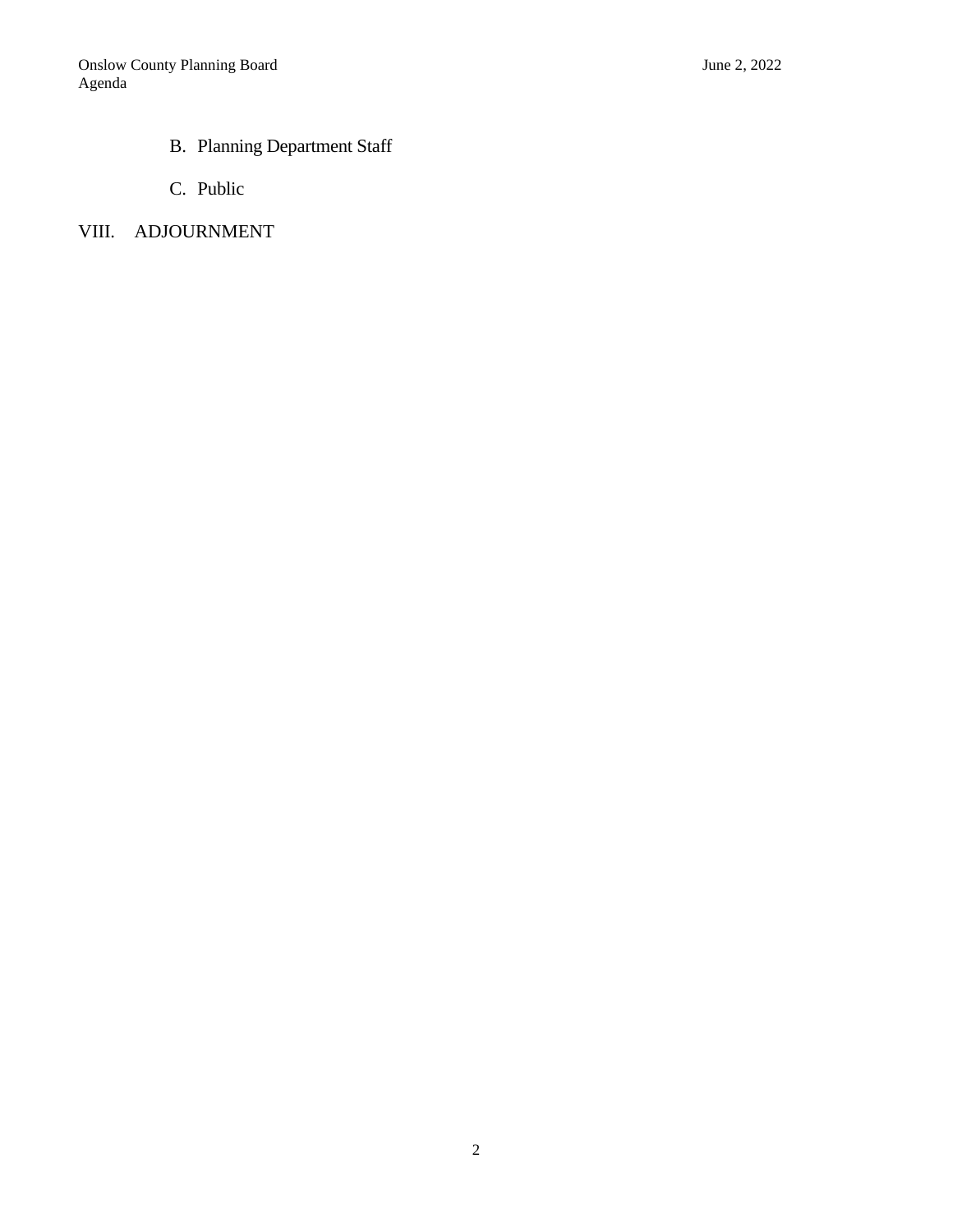B. Planning Department Staff

C. Public

VIII. ADJOURNMENT